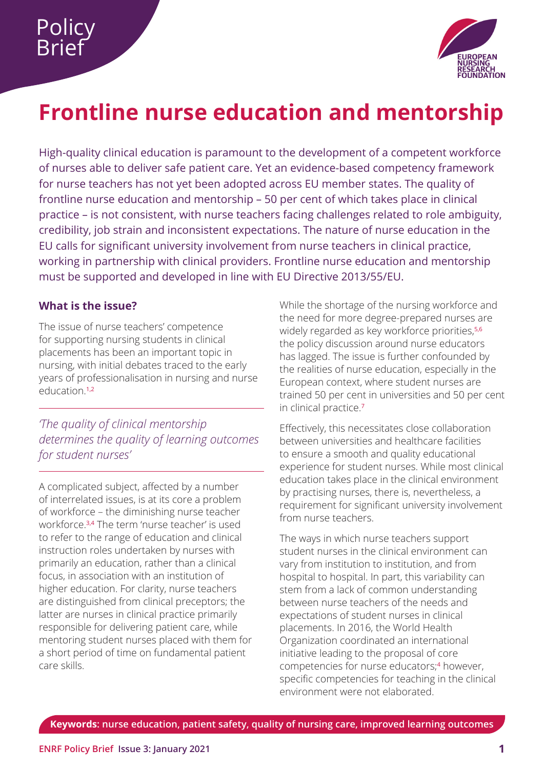Policy Brief

# Frontline nurse education and mentorship

High-quality clinical education is paramount to the development of a competent workforce of nurses able to deliver safe patient care. Yet an evidence-based competency framework for nurse teachers has not yet been adopted across EU member states. The quality of frontline nurse education and mentorship – 50 per cent of which takes place in clinical practice – is not consistent, with nurse teachers facing challenges related to role ambiguity, credibility, job strain and inconsistent expectations. The nature of nurse education in the EU calls for significant university involvement from nurse teachers in clinical practice, working in partnership with clinical providers. Frontline nurse education and mentorship must be supported and developed in line with EU Directive 2013/55/EU.

### What is the issue?

The issue of nurse teachers' competence for supporting nursing students in clinical placements has been an important topic in nursing, with initial debates traced to the early years of professionalisation in nursing and nurse education.[1,2]

*'The quality of clinical mentorship determines the quality of learning outcomes for student nurses'*

A complicated subject, affected by a number of interrelated issues, is at its core a problem of workforce – the diminishing nurse teacher workforce.[3,4] The term 'nurse teacher' is used to refer to the range of education and clinical instruction roles undertaken by nurses with primarily an education, rather than a clinical focus, in association with an institution of higher education. For clarity, nurse teachers are distinguished from clinical preceptors; the latter are nurses in clinical practice primarily responsible for delivering patient care, while mentoring student nurses placed with them for a short period of time on fundamental patient care skills.

While the shortage of the nursing workforce and the need for more degree-prepared nurses are widely regarded as key workforce priorities,[5,6] the policy discussion around nurse educators has lagged. The issue is further confounded by the realities of nurse education, especially in the European context, where student nurses are trained 50 per cent in universities and 50 per cent in clinical practice.[7]

Effectively, this necessitates close collaboration between universities and healthcare facilities to ensure a smooth and quality educational experience for student nurses. While most clinical education takes place in the clinical environment by practising nurses, there is, nevertheless, a requirement for significant university involvement from nurse teachers.

The ways in which nurse teachers support student nurses in the clinical environment can vary from institution to institution, and from hospital to hospital. In part, this variability can stem from a lack of common understanding between nurse teachers of the needs and expectations of student nurses in clinical placements. In 2016, the World Health Organization coordinated an international initiative leading to the proposal of core competencies for nurse educators;[4] however, specific competencies for teaching in the clinical environment were not elaborated.

**Keywords**: nurse education, patient safety, quality of nursing care, improved learning outcomes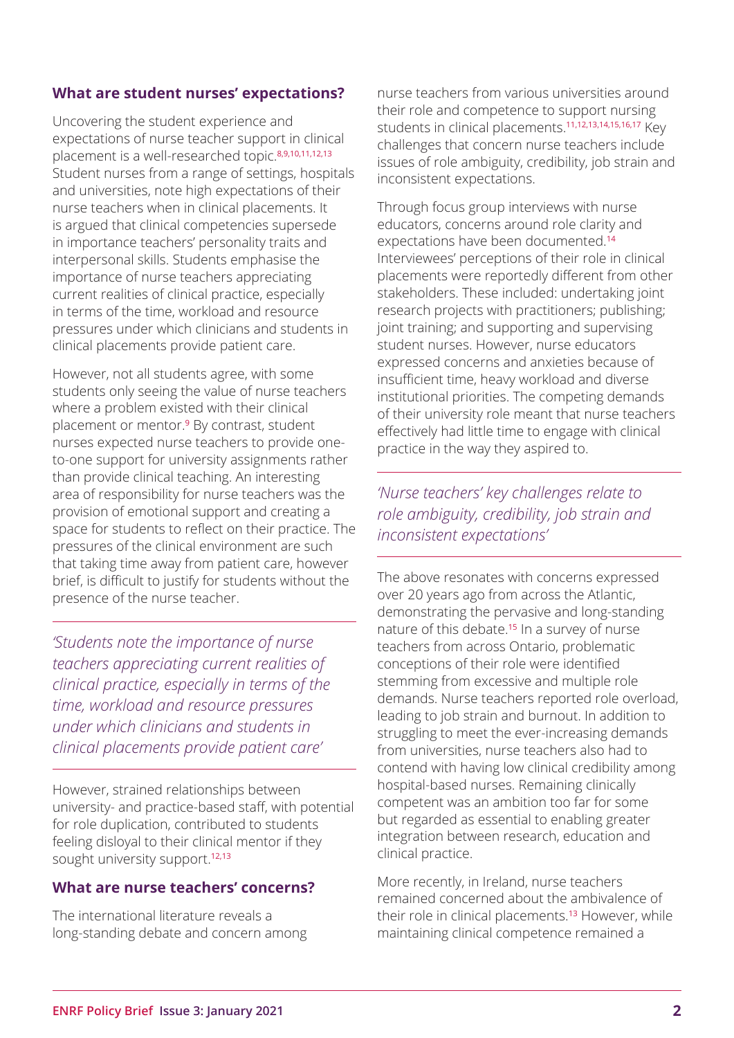## What are student nurses' expectations?

Uncovering the student experience and expectations of nurse teacher support in clinical placement is a well-researched topic.[8,9,10,11,12,13] Student nurses from a range of settings, hospitals and universities, note high expectations of their nurse teachers when in clinical placements. It is argued that clinical competencies supersede in importance teachers' personality traits and interpersonal skills. Students emphasise the importance of nurse teachers appreciating current realities of clinical practice, especially in terms of the time, workload and resource pressures under which clinicians and students in clinical placements provide patient care.

However, not all students agree, with some students only seeing the value of nurse teachers where a problem existed with their clinical placement or mentor.[9] By contrast, student nurses expected nurse teachers to provide one-to-one support for university assignments rather than provide clinical teaching. An interesting area of responsibility for nurse teachers was the provision of emotional support and creating a space for students to reflect on their practice. The pressures of the clinical environment are such that taking time away from patient care, however brief, is difficult to justify for students without the presence of the nurse teacher.

> *'Students note the importance of nurse teachers appreciating current realities of clinical practice, especially in terms of the time, workload and resource pressures under which clinicians and students in clinical placements provide patient care'*

However, strained relationships between university- and practice-based staff, with potential for role duplication, contributed to students feeling disloyal to their clinical mentor if they sought university support.[12,13]

## What are nurse teachers' concerns?

The international literature reveals a long-standing debate and concern among nurse teachers from various universities around their role and competence to support nursing students in clinical placements.[11,12,13,14,15,16,17] Key challenges that concern nurse teachers include issues of role ambiguity, credibility, job strain and inconsistent expectations.

Through focus group interviews with nurse educators, concerns around role clarity and expectations have been documented.[14] Interviewees' perceptions of their role in clinical placements were reportedly different from other stakeholders. These included: undertaking joint research projects with practitioners; publishing; joint training; and supporting and supervising student nurses. However, nurse educators expressed concerns and anxieties because of insufficient time, heavy workload and diverse institutional priorities. The competing demands of their university role meant that nurse teachers effectively had little time to engage with clinical practice in the way they aspired to.

> *'Nurse teachers' key challenges relate to role ambiguity, credibility, job strain and inconsistent expectations'*

The above resonates with concerns expressed over 20 years ago from across the Atlantic, demonstrating the pervasive and long-standing nature of this debate.[15] In a survey of nurse teachers from across Ontario, problematic conceptions of their role were identified stemming from excessive and multiple role demands. Nurse teachers reported role overload, leading to job strain and burnout. In addition to struggling to meet the ever-increasing demands from universities, nurse teachers also had to contend with having low clinical credibility among hospital-based nurses. Remaining clinically competent was an ambition too far for some but regarded as essential to enabling greater integration between research, education and clinical practice.

More recently, in Ireland, nurse teachers remained concerned about the ambivalence of their role in clinical placements.[13] However, while maintaining clinical competence remained a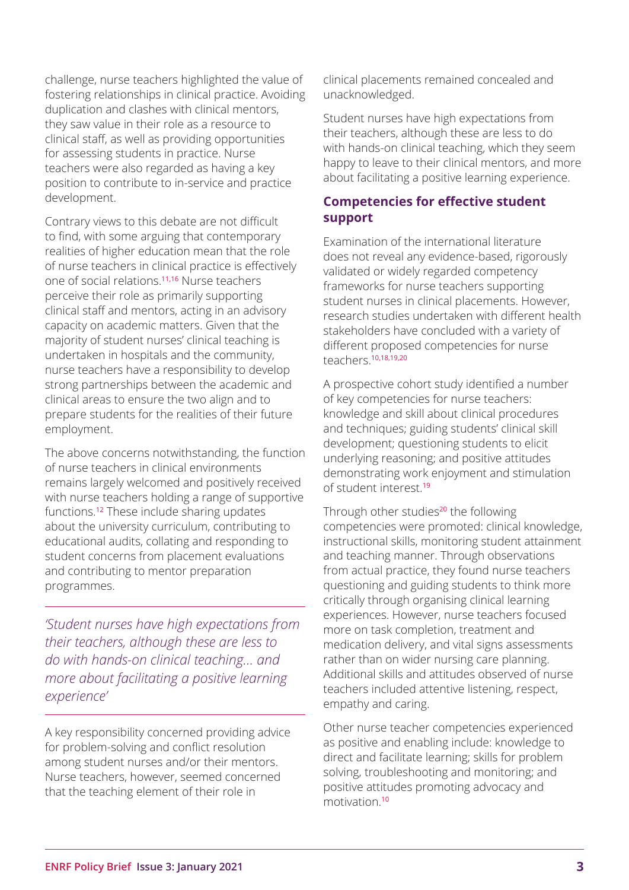challenge, nurse teachers highlighted the value of fostering relationships in clinical practice. Avoiding duplication and clashes with clinical mentors, they saw value in their role as a resource to clinical staff, as well as providing opportunities for assessing students in practice. Nurse teachers were also regarded as having a key position to contribute to in-service and practice development.

Contrary views to this debate are not difficult to find, with some arguing that contemporary realities of higher education mean that the role of nurse teachers in clinical practice is effectively one of social relations.[11,16] Nurse teachers perceive their role as primarily supporting clinical staff and mentors, acting in an advisory capacity on academic matters. Given that the majority of student nurses' clinical teaching is undertaken in hospitals and the community, nurse teachers have a responsibility to develop strong partnerships between the academic and clinical areas to ensure the two align and to prepare students for the realities of their future employment.

The above concerns notwithstanding, the function of nurse teachers in clinical environments remains largely welcomed and positively received with nurse teachers holding a range of supportive functions.[12] These include sharing updates about the university curriculum, contributing to educational audits, collating and responding to student concerns from placement evaluations and contributing to mentor preparation programmes.

*'Student nurses have high expectations from their teachers, although these are less to do with hands-on clinical teaching... and more about facilitating a positive learning experience'*

A key responsibility concerned providing advice for problem-solving and conflict resolution among student nurses and/or their mentors. Nurse teachers, however, seemed concerned that the teaching element of their role in clinical placements remained concealed and unacknowledged.

Student nurses have high expectations from their teachers, although these are less to do with hands-on clinical teaching, which they seem happy to leave to their clinical mentors, and more about facilitating a positive learning experience.

## Competencies for effective student support

Examination of the international literature does not reveal any evidence-based, rigorously validated or widely regarded competency frameworks for nurse teachers supporting student nurses in clinical placements. However, research studies undertaken with different health stakeholders have concluded with a variety of different proposed competencies for nurse teachers.[10,18,19,20]

A prospective cohort study identified a number of key competencies for nurse teachers: knowledge and skill about clinical procedures and techniques; guiding students' clinical skill development; questioning students to elicit underlying reasoning; and positive attitudes demonstrating work enjoyment and stimulation of student interest.[19]

Through other studies[20] the following competencies were promoted: clinical knowledge, instructional skills, monitoring student attainment and teaching manner. Through observations from actual practice, they found nurse teachers questioning and guiding students to think more critically through organising clinical learning experiences. However, nurse teachers focused more on task completion, treatment and medication delivery, and vital signs assessments rather than on wider nursing care planning. Additional skills and attitudes observed of nurse teachers included attentive listening, respect, empathy and caring.

Other nurse teacher competencies experienced as positive and enabling include: knowledge to direct and facilitate learning; skills for problem solving, troubleshooting and monitoring; and positive attitudes promoting advocacy and motivation.[10]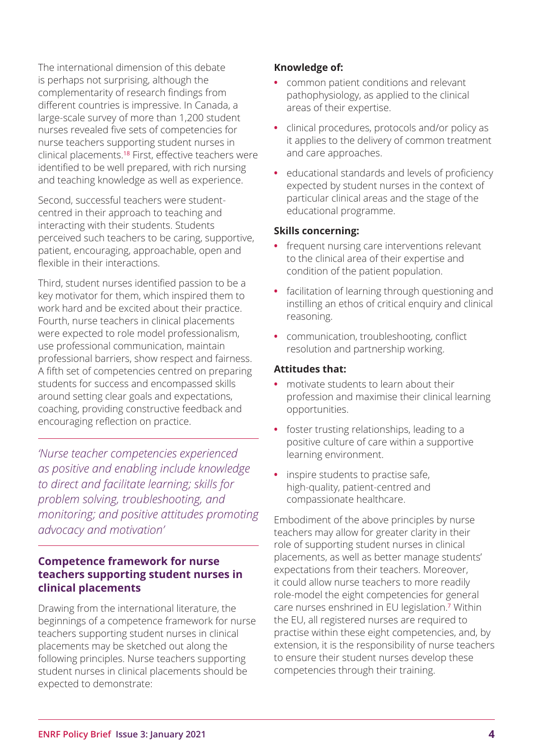The international dimension of this debate is perhaps not surprising, although the complementarity of research findings from different countries is impressive. In Canada, a large-scale survey of more than 1,200 student nurses revealed five sets of competencies for nurse teachers supporting student nurses in clinical placements.[18] First, effective teachers were identified to be well prepared, with rich nursing and teaching knowledge as well as experience.

Second, successful teachers were student-centred in their approach to teaching and interacting with their students. Students perceived such teachers to be caring, supportive, patient, encouraging, approachable, open and flexible in their interactions.

Third, student nurses identified passion to be a key motivator for them, which inspired them to work hard and be excited about their practice. Fourth, nurse teachers in clinical placements were expected to role model professionalism, use professional communication, maintain professional barriers, show respect and fairness. A fifth set of competencies centred on preparing students for success and encompassed skills around setting clear goals and expectations, coaching, providing constructive feedback and encouraging reflection on practice.

*'Nurse teacher competencies experienced as positive and enabling include knowledge to direct and facilitate learning; skills for problem solving, troubleshooting, and monitoring; and positive attitudes promoting advocacy and motivation'*

## Competence framework for nurse teachers supporting student nurses in clinical placements

Drawing from the international literature, the beginnings of a competence framework for nurse teachers supporting student nurses in clinical placements may be sketched out along the following principles. Nurse teachers supporting student nurses in clinical placements should be expected to demonstrate:

**Knowledge of:**

- common patient conditions and relevant pathophysiology, as applied to the clinical areas of their expertise.
- clinical procedures, protocols and/or policy as it applies to the delivery of common treatment and care approaches.
- educational standards and levels of proficiency expected by student nurses in the context of particular clinical areas and the stage of the educational programme.

**Skills concerning:**

- frequent nursing care interventions relevant to the clinical area of their expertise and condition of the patient population.
- facilitation of learning through questioning and instilling an ethos of critical enquiry and clinical reasoning.
- communication, troubleshooting, conflict resolution and partnership working.

**Attitudes that:**

- motivate students to learn about their profession and maximise their clinical learning opportunities.
- foster trusting relationships, leading to a positive culture of care within a supportive learning environment.
- inspire students to practise safe, high-quality, patient-centred and compassionate healthcare.

Embodiment of the above principles by nurse teachers may allow for greater clarity in their role of supporting student nurses in clinical placements, as well as better manage students' expectations from their teachers. Moreover, it could allow nurse teachers to more readily role-model the eight competencies for general care nurses enshrined in EU legislation.[7] Within the EU, all registered nurses are required to practise within these eight competencies, and, by extension, it is the responsibility of nurse teachers to ensure their student nurses develop these competencies through their training.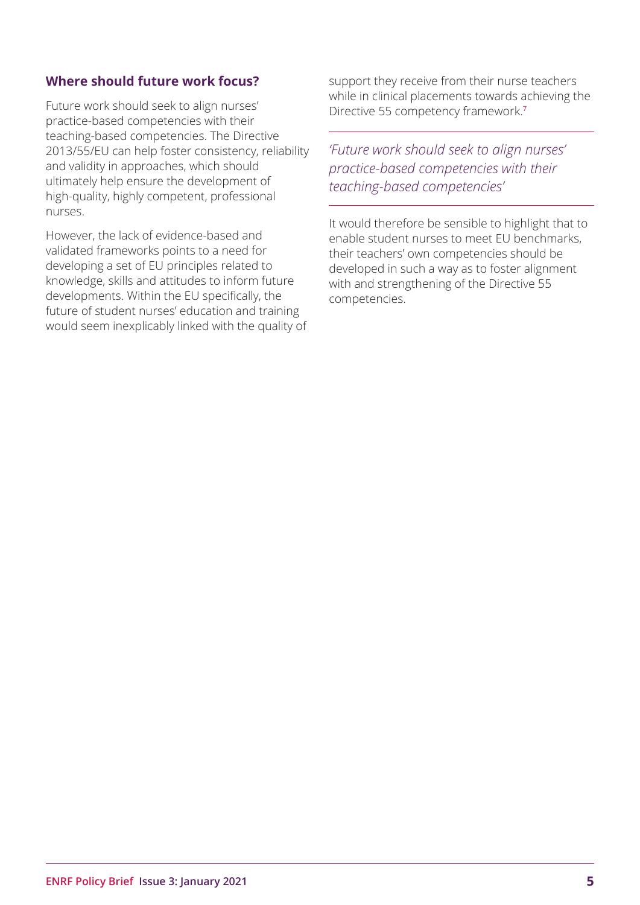## Where should future work focus?

Future work should seek to align nurses' practice-based competencies with their teaching-based competencies. The Directive 2013/55/EU can help foster consistency, reliability and validity in approaches, which should ultimately help ensure the development of high-quality, highly competent, professional nurses.

However, the lack of evidence-based and validated frameworks points to a need for developing a set of EU principles related to knowledge, skills and attitudes to inform future developments. Within the EU specifically, the future of student nurses' education and training would seem inexplicably linked with the quality of support they receive from their nurse teachers while in clinical placements towards achieving the Directive 55 competency framework.[7]

*'Future work should seek to align nurses' practice-based competencies with their teaching-based competencies'*

It would therefore be sensible to highlight that to enable student nurses to meet EU benchmarks, their teachers' own competencies should be developed in such a way as to foster alignment with and strengthening of the Directive 55 competencies.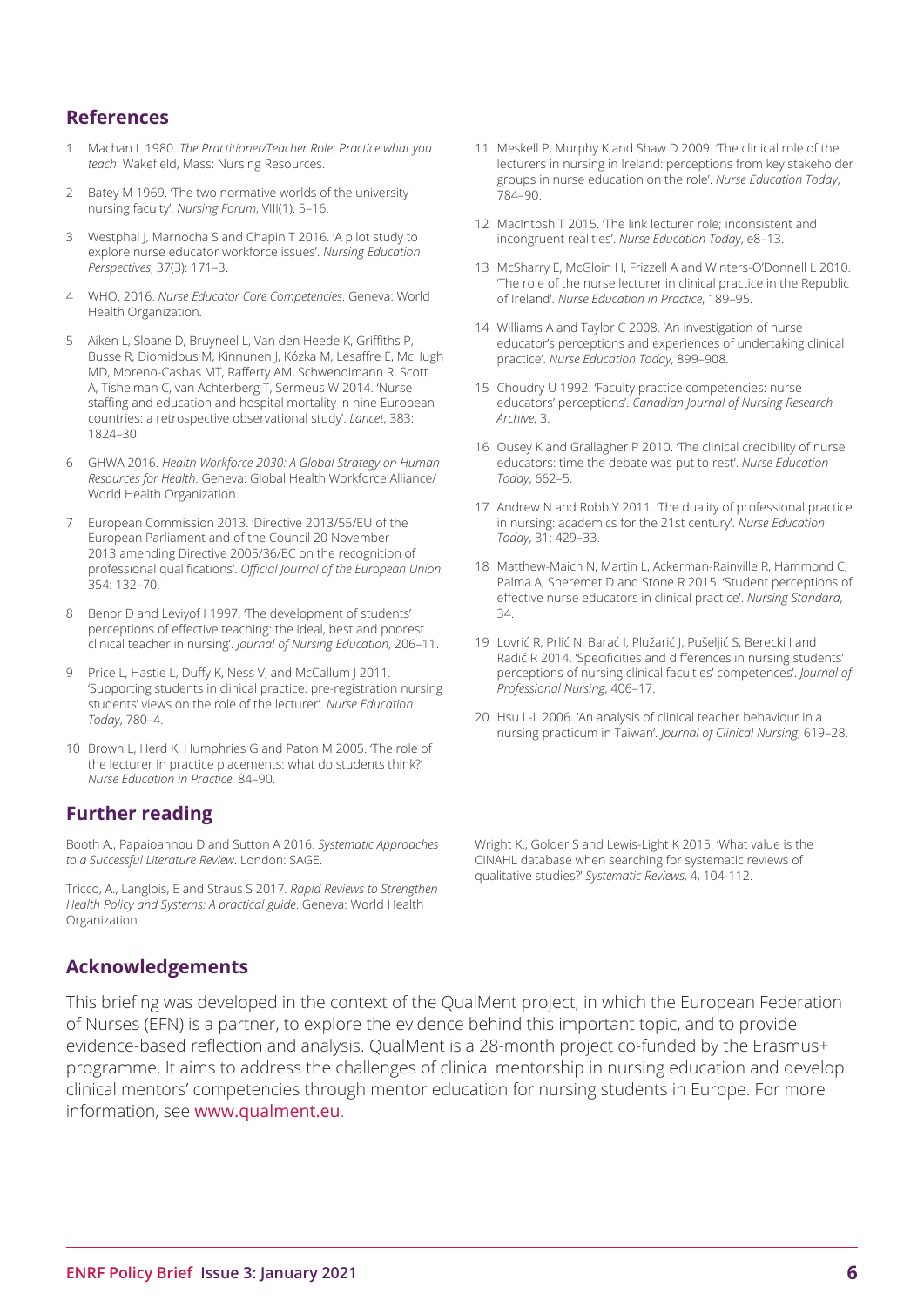## References

1. Machan L 1980. *The Practitioner/Teacher Role: Practice what you teach*. Wakefield, Mass: Nursing Resources.
2. Batey M 1969. 'The two normative worlds of the university nursing faculty'. *Nursing Forum*, VIII(1): 5–16.
3. Westphal J, Marnocha S and Chapin T 2016. 'A pilot study to explore nurse educator workforce issues'. *Nursing Education Perspectives*, 37(3): 171–3.
4. WHO. 2016. *Nurse Educator Core Competencies*. Geneva: World Health Organization.
5. Aiken L, Sloane D, Bruyneel L, Van den Heede K, Griffiths P, Busse R, Diomidous M, Kinnunen J, Kózka M, Lesaffre E, McHugh MD, Moreno-Casbas MT, Rafferty AM, Schwendimann R, Scott A, Tishelman C, van Achterberg T, Sermeus W 2014. 'Nurse staffing and education and hospital mortality in nine European countries: a retrospective observational study'. *Lancet*, 383: 1824–30.
6. GHWA 2016. *Health Workforce 2030: A Global Strategy on Human Resources for Health*. Geneva: Global Health Workforce Alliance/ World Health Organization.
7. European Commission 2013. 'Directive 2013/55/EU of the European Parliament and of the Council 20 November 2013 amending Directive 2005/36/EC on the recognition of professional qualifications'. *Official Journal of the European Union*, 354: 132–70.
8. Benor D and Leviyof I 1997. 'The development of students' perceptions of effective teaching: the ideal, best and poorest clinical teacher in nursing'. *Journal of Nursing Education*, 206–11.
9. Price L, Hastie L, Duffy K, Ness V, and McCallum J 2011. 'Supporting students in clinical practice: pre-registration nursing students' views on the role of the lecturer'. *Nurse Education Today*, 780–4.
10. Brown L, Herd K, Humphries G and Paton M 2005. 'The role of the lecturer in practice placements: what do students think?' *Nurse Education in Practice*, 84–90.
11. Meskell P, Murphy K and Shaw D 2009. 'The clinical role of the lecturers in nursing in Ireland: perceptions from key stakeholder groups in nurse education on the role'. *Nurse Education Today*, 784–90.
12. MacIntosh T 2015. 'The link lecturer role; inconsistent and incongruent realities'. *Nurse Education Today*, e8–13.
13. McSharry E, McGloin H, Frizzell A and Winters-O'Donnell L 2010. 'The role of the nurse lecturer in clinical practice in the Republic of Ireland'. *Nurse Education in Practice*, 189–95.
14. Williams A and Taylor C 2008. 'An investigation of nurse educator's perceptions and experiences of undertaking clinical practice'. *Nurse Education Today*, 899–908.
15. Choudry U 1992. 'Faculty practice competencies: nurse educators' perceptions'. *Canadian Journal of Nursing Research Archive*, 3.
16. Ousey K and Grallagher P 2010. 'The clinical credibility of nurse educators: time the debate was put to rest'. *Nurse Education Today*, 662–5.
17. Andrew N and Robb Y 2011. 'The duality of professional practice in nursing: academics for the 21st century'. *Nurse Education Today*, 31: 429–33.
18. Matthew-Maich N, Martin L, Ackerman-Rainville R, Hammond C, Palma A, Sheremet D and Stone R 2015. 'Student perceptions of effective nurse educators in clinical practice'. *Nursing Standard*, 34.
19. Lovrić R, Prlić N, Barać I, Plužarić J, Pušeljić S, Berecki I and Radić R 2014. 'Specificities and differences in nursing students' perceptions of nursing clinical faculties' competences'. *Journal of Professional Nursing*, 406–17.
20. Hsu L-L 2006. 'An analysis of clinical teacher behaviour in a nursing practicum in Taiwan'. *Journal of Clinical Nursing*, 619–28.

## Further reading

Booth A., Papaioannou D and Sutton A 2016. *Systematic Approaches to a Successful Literature Review*. London: SAGE.

Tricco, A., Langlois, E and Straus S 2017. *Rapid Reviews to Strengthen Health Policy and Systems: A practical guide*. Geneva: World Health Organization.

Wright K., Golder S and Lewis-Light K 2015. 'What value is the CINAHL database when searching for systematic reviews of qualitative studies?' *Systematic Reviews*, 4, 104-112.

## Acknowledgements

This briefing was developed in the context of the QualMent project, in which the European Federation of Nurses (EFN) is a partner, to explore the evidence behind this important topic, and to provide evidence-based reflection and analysis. QualMent is a 28-month project co-funded by the Erasmus+ programme. It aims to address the challenges of clinical mentorship in nursing education and develop clinical mentors' competencies through mentor education for nursing students in Europe. For more information, see www.qualment.eu.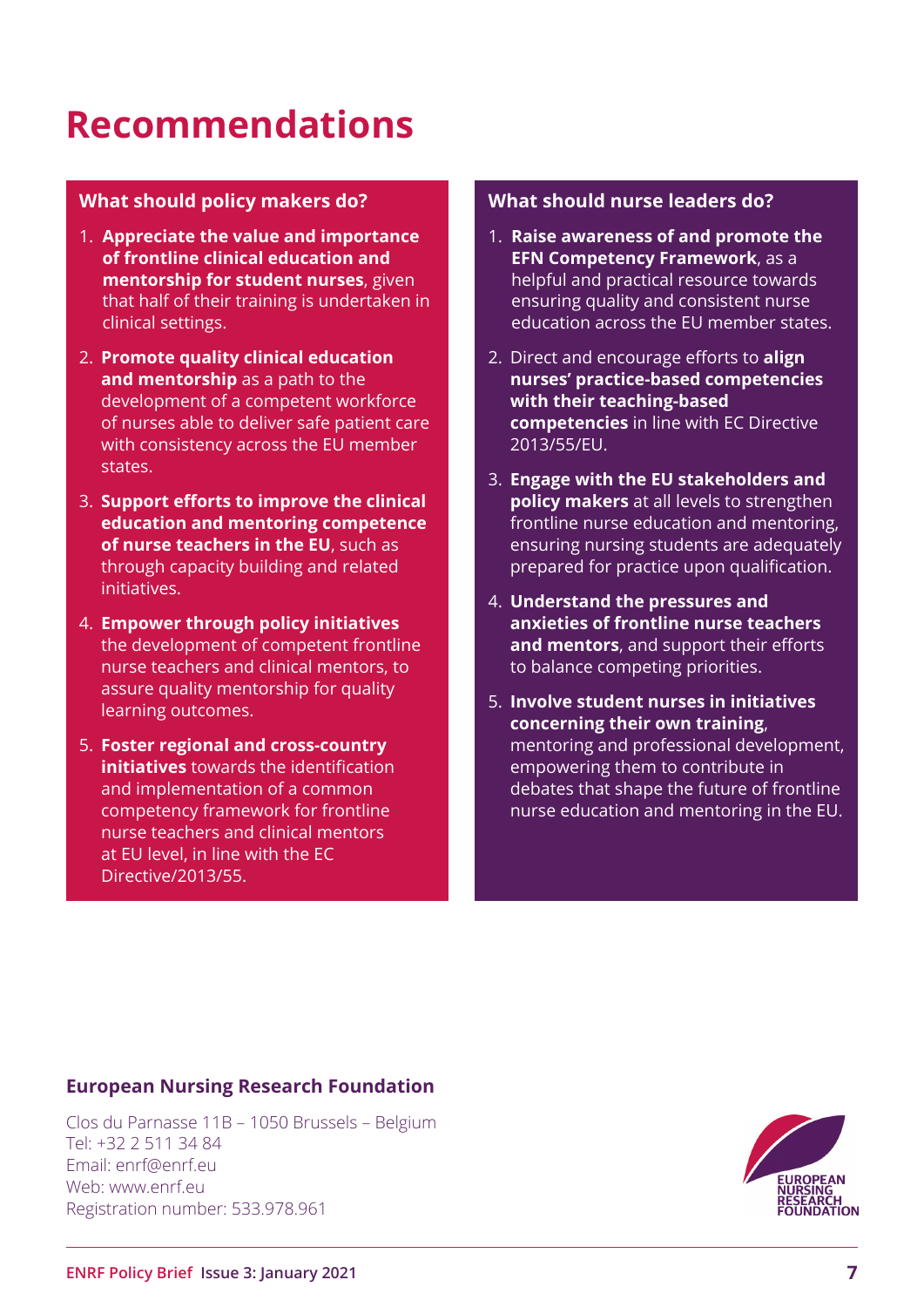# Recommendations

## What should policy makers do?

1. **Appreciate the value and importance of frontline clinical education and mentorship for student nurses**, given that half of their training is undertaken in clinical settings.
2. **Promote quality clinical education and mentorship** as a path to the development of a competent workforce of nurses able to deliver safe patient care with consistency across the EU member states.
3. **Support efforts to improve the clinical education and mentoring competence of nurse teachers in the EU**, such as through capacity building and related initiatives.
4. **Empower through policy initiatives** the development of competent frontline nurse teachers and clinical mentors, to assure quality mentorship for quality learning outcomes.
5. **Foster regional and cross-country initiatives** towards the identification and implementation of a common competency framework for frontline nurse teachers and clinical mentors at EU level, in line with the EC Directive/2013/55.

## What should nurse leaders do?

1. **Raise awareness of and promote the EFN Competency Framework**, as a helpful and practical resource towards ensuring quality and consistent nurse education across the EU member states.
2. Direct and encourage efforts to **align nurses' practice-based competencies with their teaching-based competencies** in line with EC Directive 2013/55/EU.
3. **Engage with the EU stakeholders and policy makers** at all levels to strengthen frontline nurse education and mentoring, ensuring nursing students are adequately prepared for practice upon qualification.
4. **Understand the pressures and anxieties of frontline nurse teachers and mentors**, and support their efforts to balance competing priorities.
5. **Involve student nurses in initiatives concerning their own training**, mentoring and professional development, empowering them to contribute in debates that shape the future of frontline nurse education and mentoring in the EU.

**European Nursing Research Foundation**

Clos du Parnasse 11B – 1050 Brussels – Belgium
Tel: +32 2 511 34 84
Email: enrf@enrf.eu
Web: www.enrf.eu
Registration number: 533.978.961

EUROPEAN NURSING RESEARCH FOUNDATION